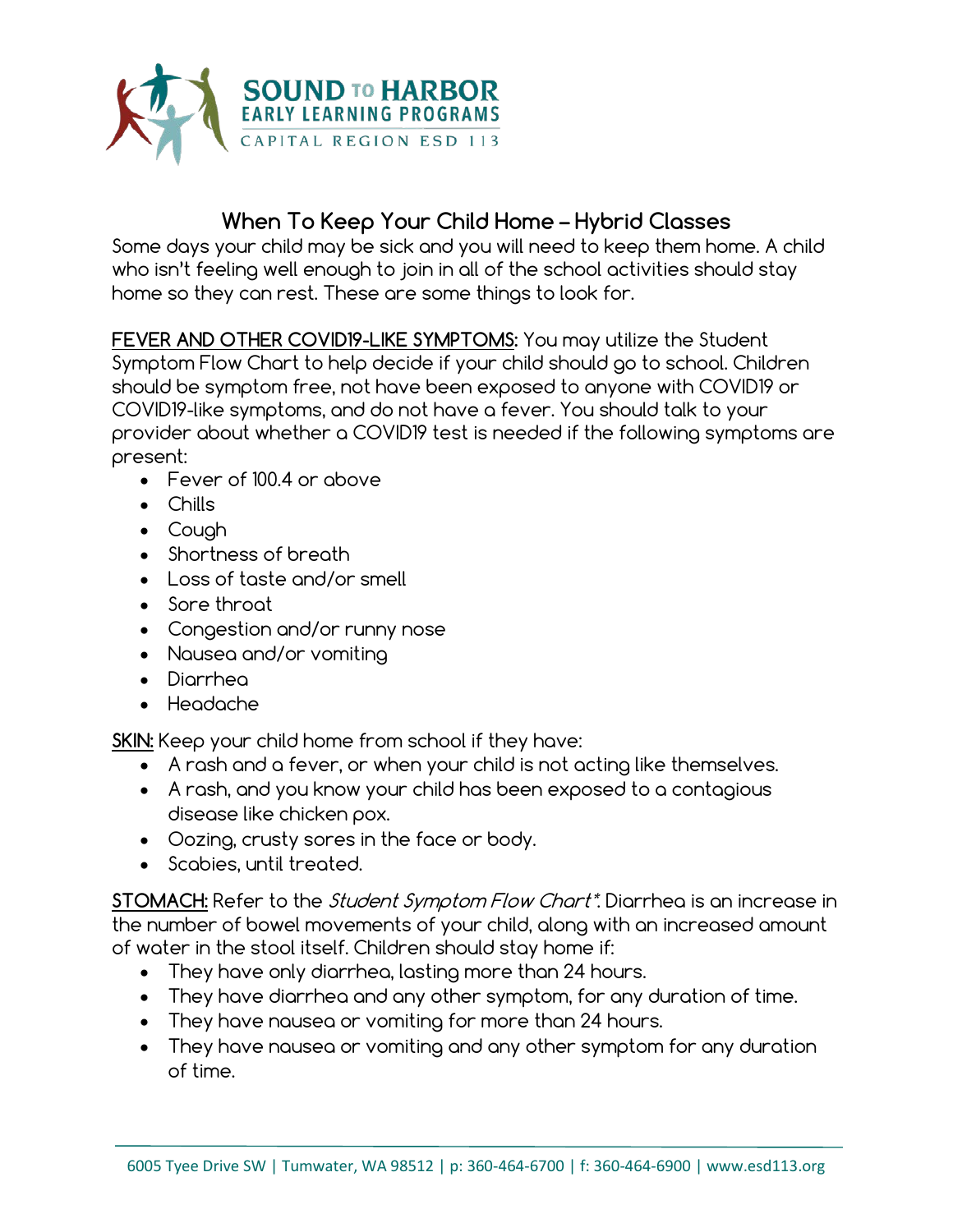SOUND TO HARBOR
EARLY LEARNING PROGRAMS
CAPITAL REGION ESD 113

# When To Keep Your Child Home – Hybrid Classes

Some days your child may be sick and you will need to keep them home. A child who isn't feeling well enough to join in all of the school activities should stay home so they can rest. These are some things to look for.

**FEVER AND OTHER COVID19-LIKE SYMPTOMS:** You may utilize the Student Symptom Flow Chart to help decide if your child should go to school. Children should be symptom free, not have been exposed to anyone with COVID19 or COVID19-like symptoms, and do not have a fever. You should talk to your provider about whether a COVID19 test is needed if the following symptoms are present:

- Fever of 100.4 or above
- Chills
- Cough
- Shortness of breath
- Loss of taste and/or smell
- Sore throat
- Congestion and/or runny nose
- Nausea and/or vomiting
- Diarrhea
- Headache

**SKIN:** Keep your child home from school if they have:

- A rash and a fever, or when your child is not acting like themselves.
- A rash, and you know your child has been exposed to a contagious disease like chicken pox.
- Oozing, crusty sores in the face or body.
- Scabies, until treated.

**STOMACH:** Refer to the *Student Symptom Flow Chart\**. Diarrhea is an increase in the number of bowel movements of your child, along with an increased amount of water in the stool itself. Children should stay home if:

- They have only diarrhea, lasting more than 24 hours.
- They have diarrhea and any other symptom, for any duration of time.
- They have nausea or vomiting for more than 24 hours.
- They have nausea or vomiting and any other symptom for any duration of time.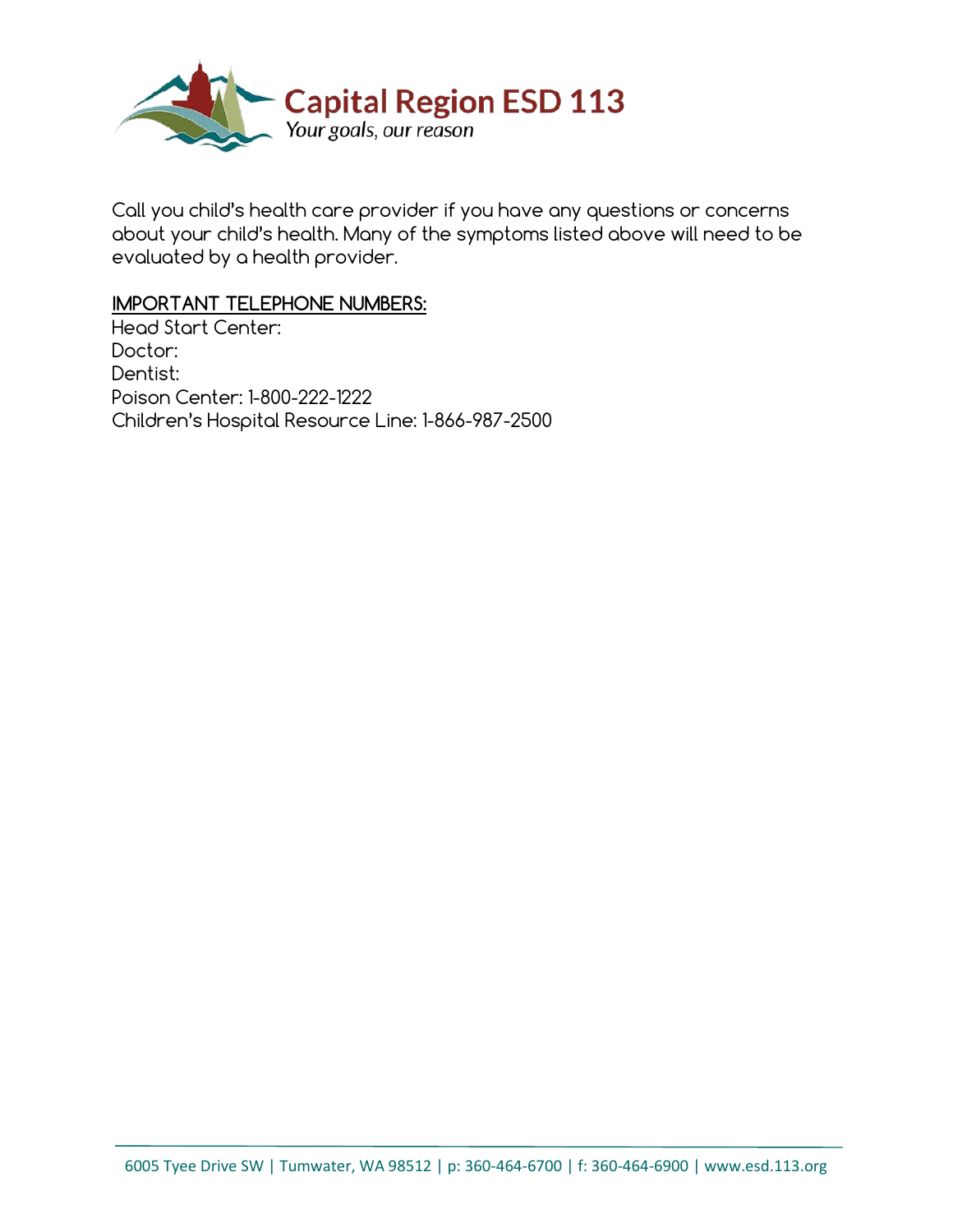Call you child's health care provider if you have any questions or concerns about your child's health. Many of the symptoms listed above will need to be evaluated by a health provider.

**IMPORTANT TELEPHONE NUMBERS:**

Head Start Center:
Doctor:
Dentist:
Poison Center: 1-800-222-1222
Children's Hospital Resource Line: 1-866-987-2500